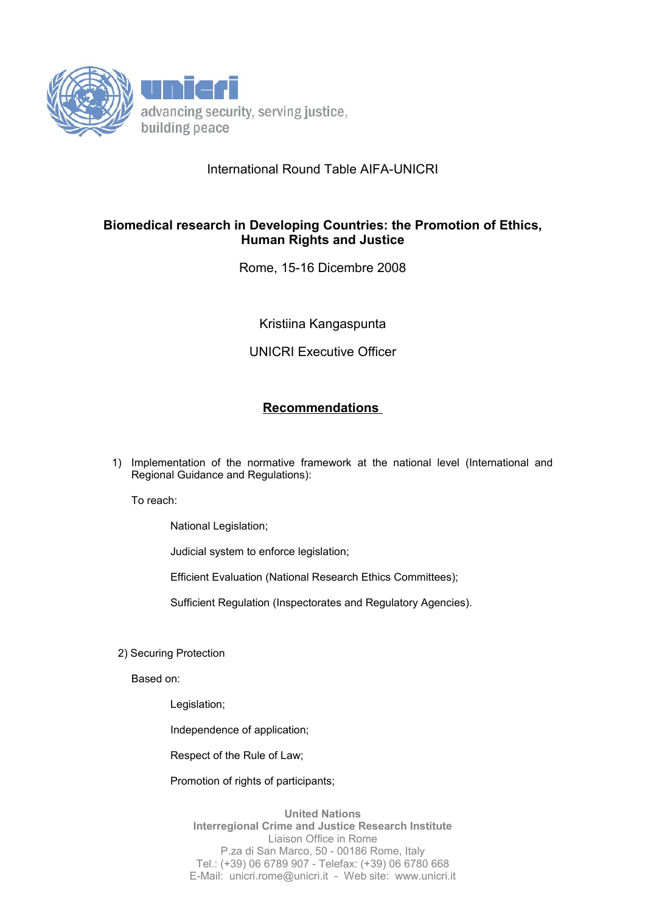unicri
advancing security, serving justice, building peace

International Round Table AIFA-UNICRI

**Biomedical research in Developing Countries: the Promotion of Ethics, Human Rights and Justice**

Rome, 15-16 Dicembre 2008

Kristiina Kangaspunta

UNICRI Executive Officer

## Recommendations

1) Implementation of the normative framework at the national level (International and Regional Guidance and Regulations):

   To reach:

   - National Legislation;
   - Judicial system to enforce legislation;
   - Efficient Evaluation (National Research Ethics Committees);
   - Sufficient Regulation (Inspectorates and Regulatory Agencies).

2) Securing Protection

   Based on:

   - Legislation;
   - Independence of application;
   - Respect of the Rule of Law;
   - Promotion of rights of participants;

United Nations
Interregional Crime and Justice Research Institute
Liaison Office in Rome
P.za di San Marco, 50 - 00186 Rome, Italy
Tel.: (+39) 06 6789 907 - Telefax: (+39) 06 6780 668
E-Mail: unicri.rome@unicri.it - Web site: www.unicri.it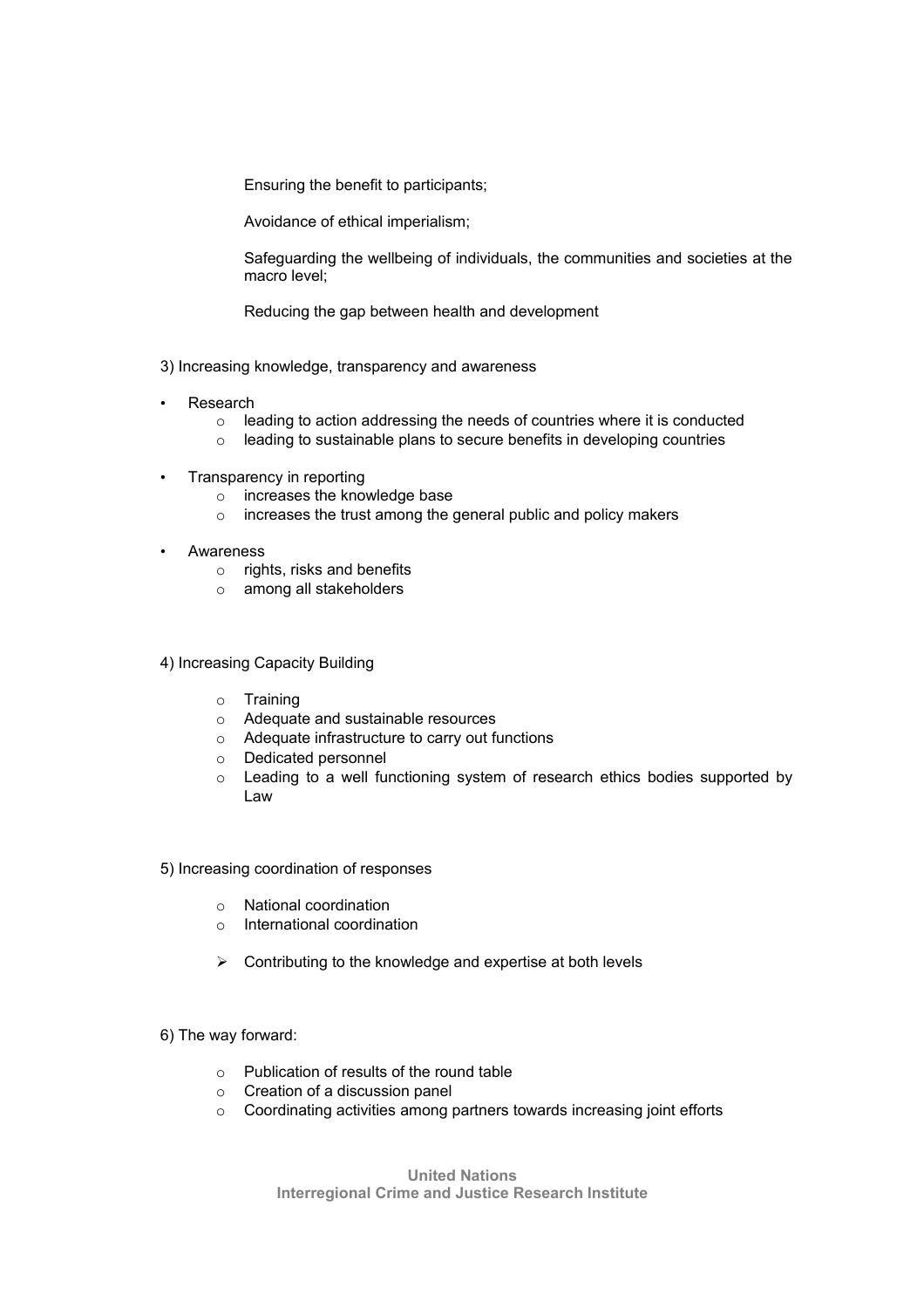Ensuring the benefit to participants;

Avoidance of ethical imperialism;

Safeguarding the wellbeing of individuals, the communities and societies at the macro level;

Reducing the gap between health and development

3) Increasing knowledge, transparency and awareness

- Research
  - leading to action addressing the needs of countries where it is conducted
  - leading to sustainable plans to secure benefits in developing countries
- Transparency in reporting
  - increases the knowledge base
  - increases the trust among the general public and policy makers
- Awareness
  - rights, risks and benefits
  - among all stakeholders

4) Increasing Capacity Building

- Training
- Adequate and sustainable resources
- Adequate infrastructure to carry out functions
- Dedicated personnel
- Leading to a well functioning system of research ethics bodies supported by Law

5) Increasing coordination of responses

- National coordination
- International coordination

- Contributing to the knowledge and expertise at both levels

6) The way forward:

- Publication of results of the round table
- Creation of a discussion panel
- Coordinating activities among partners towards increasing joint efforts

**United Nations**
**Interregional Crime and Justice Research Institute**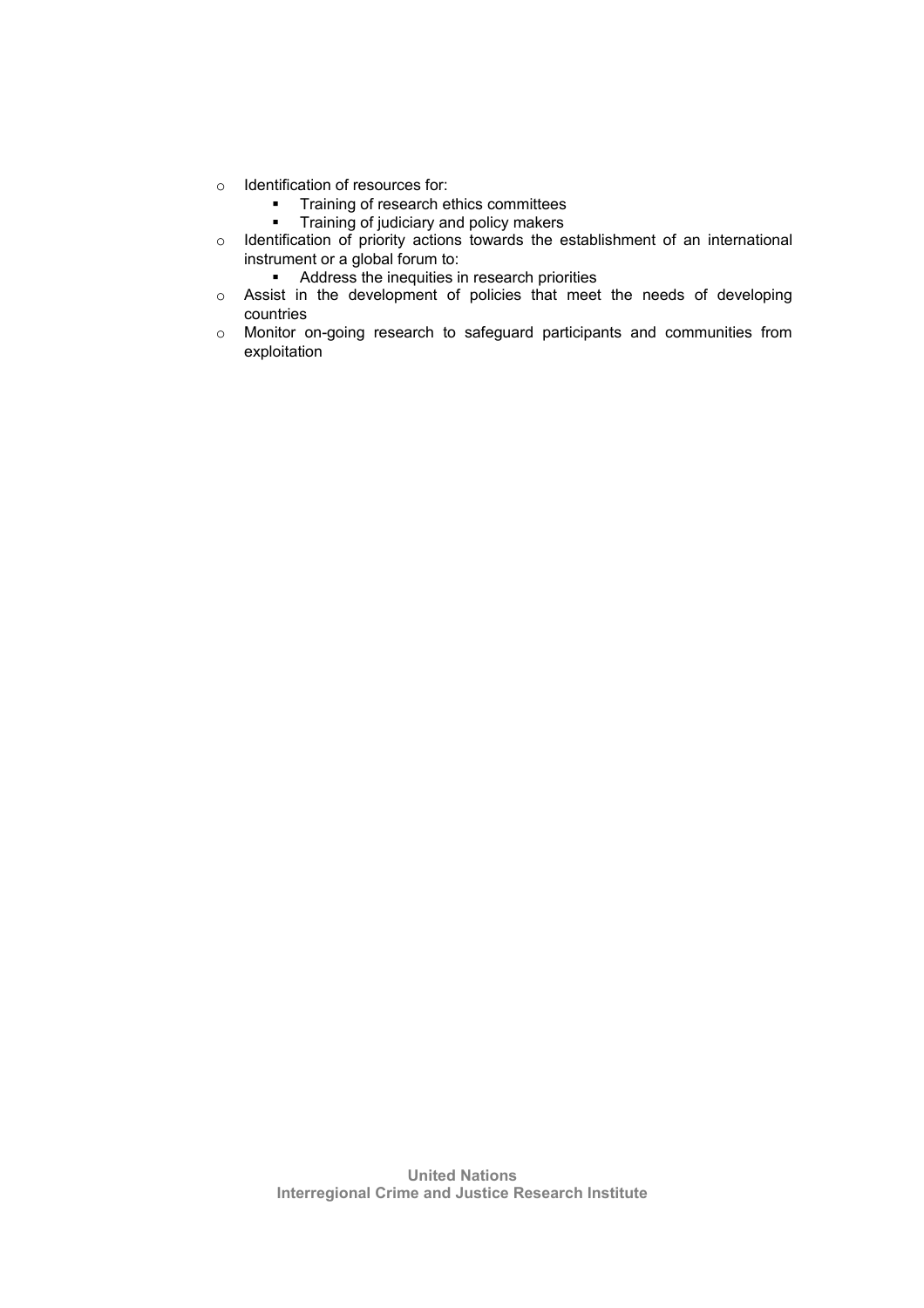- Identification of resources for:
  - Training of research ethics committees
  - Training of judiciary and policy makers
- Identification of priority actions towards the establishment of an international instrument or a global forum to:
  - Address the inequities in research priorities
- Assist in the development of policies that meet the needs of developing countries
- Monitor on-going research to safeguard participants and communities from exploitation